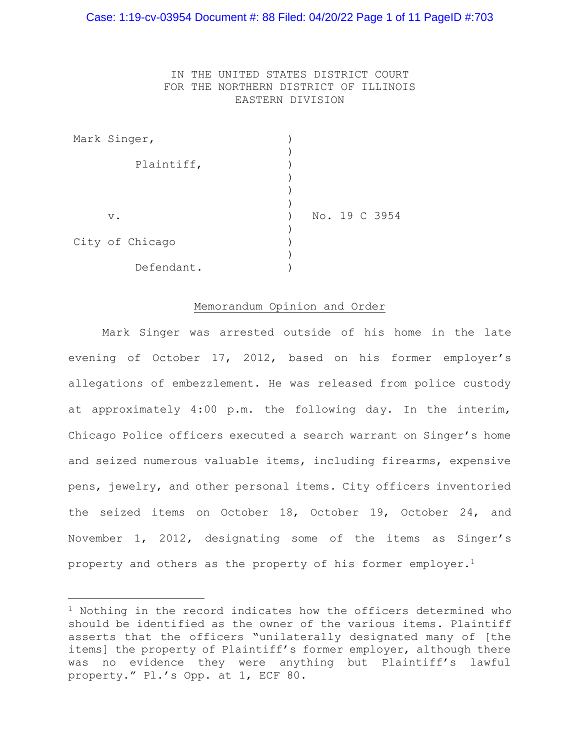IN THE UNITED STATES DISTRICT COURT
FOR THE NORTHERN DISTRICT OF ILLINOIS
EASTERN DIVISION

| | | |
|---|---|---|
| Mark Singer,<br><br>Plaintiff,<br><br>v.<br><br>City of Chicago<br><br>Defendant. | ) | No. 19 C 3954 |

## Memorandum Opinion and Order

Mark Singer was arrested outside of his home in the late evening of October 17, 2012, based on his former employer's allegations of embezzlement. He was released from police custody at approximately 4:00 p.m. the following day. In the interim, Chicago Police officers executed a search warrant on Singer's home and seized numerous valuable items, including firearms, expensive pens, jewelry, and other personal items. City officers inventoried the seized items on October 18, October 19, October 24, and November 1, 2012, designating some of the items as Singer's property and others as the property of his former employer.[1]

---

[1] Nothing in the record indicates how the officers determined who should be identified as the owner of the various items. Plaintiff asserts that the officers "unilaterally designated many of [the items] the property of Plaintiff's former employer, although there was no evidence they were anything but Plaintiff's lawful property." Pl.'s Opp. at 1, ECF 80.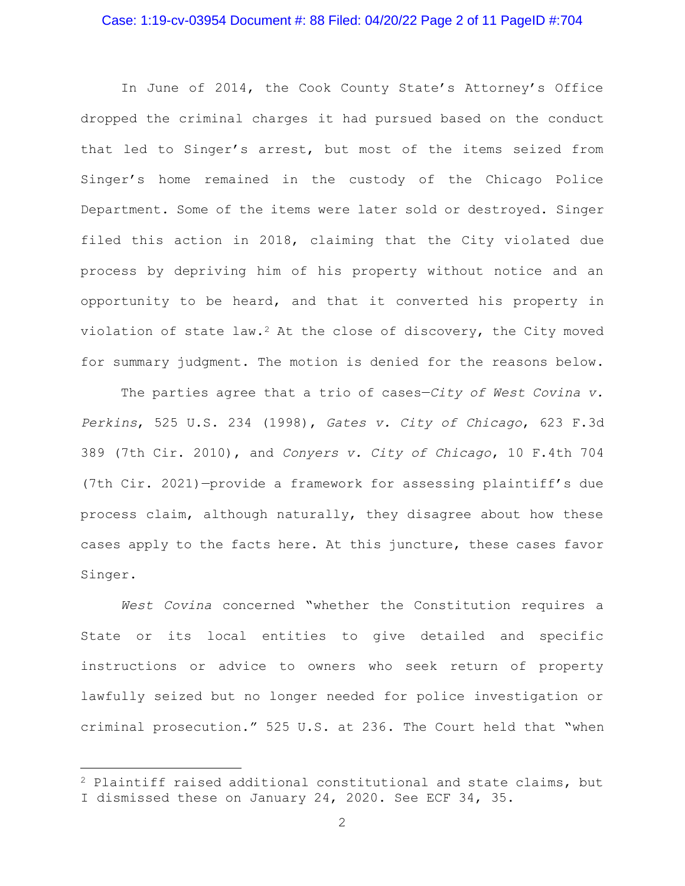In June of 2014, the Cook County State's Attorney's Office dropped the criminal charges it had pursued based on the conduct that led to Singer's arrest, but most of the items seized from Singer's home remained in the custody of the Chicago Police Department. Some of the items were later sold or destroyed. Singer filed this action in 2018, claiming that the City violated due process by depriving him of his property without notice and an opportunity to be heard, and that it converted his property in violation of state law.[2] At the close of discovery, the City moved for summary judgment. The motion is denied for the reasons below.

The parties agree that a trio of cases—*City of West Covina v. Perkins*, 525 U.S. 234 (1998), *Gates v. City of Chicago*, 623 F.3d 389 (7th Cir. 2010), and *Conyers v. City of Chicago*, 10 F.4th 704 (7th Cir. 2021)—provide a framework for assessing plaintiff's due process claim, although naturally, they disagree about how these cases apply to the facts here. At this juncture, these cases favor Singer.

*West Covina* concerned "whether the Constitution requires a State or its local entities to give detailed and specific instructions or advice to owners who seek return of property lawfully seized but no longer needed for police investigation or criminal prosecution." 525 U.S. at 236. The Court held that "when

---

[2] Plaintiff raised additional constitutional and state claims, but I dismissed these on January 24, 2020. See ECF 34, 35.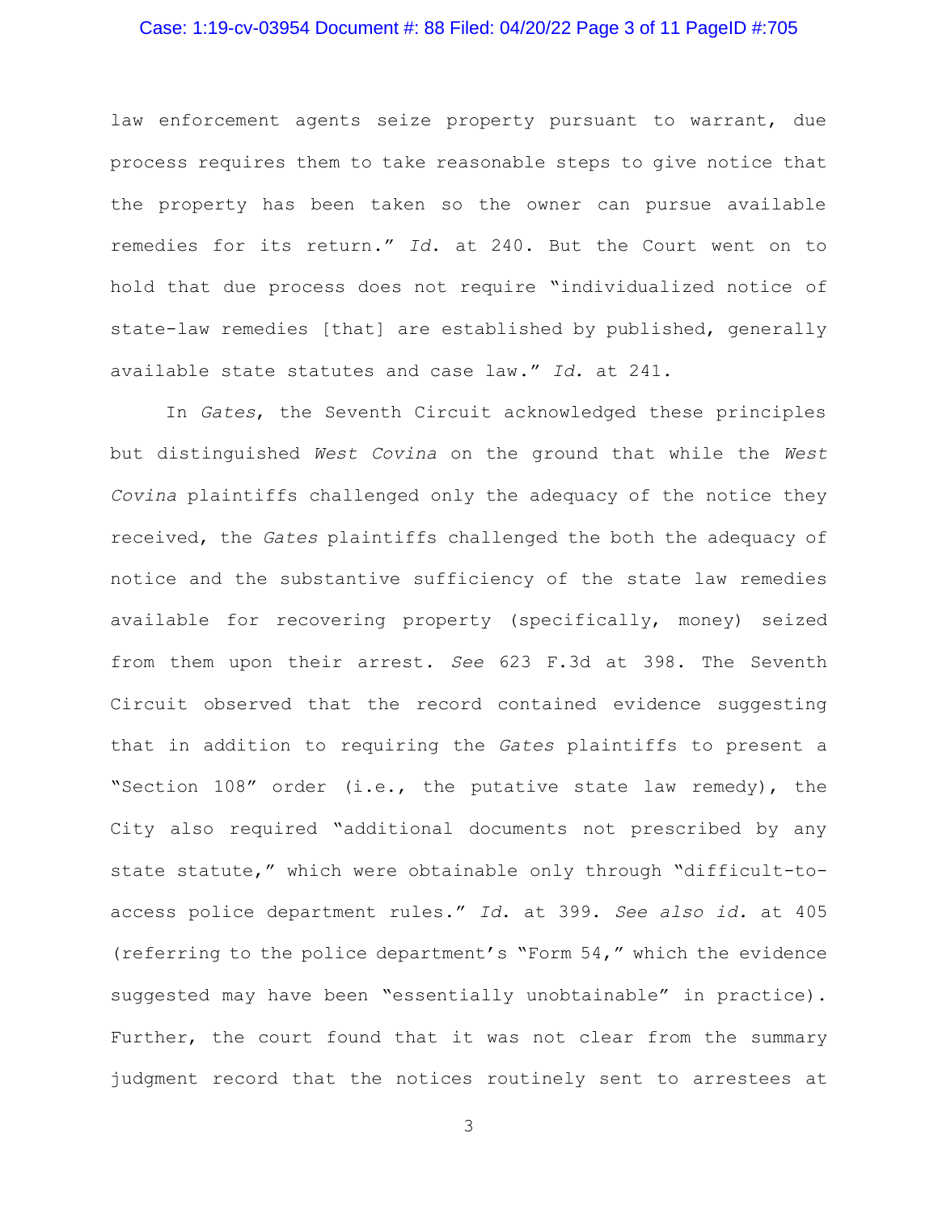law enforcement agents seize property pursuant to warrant, due process requires them to take reasonable steps to give notice that the property has been taken so the owner can pursue available remedies for its return." *Id.* at 240. But the Court went on to hold that due process does not require "individualized notice of state-law remedies [that] are established by published, generally available state statutes and case law." *Id.* at 241.

In *Gates*, the Seventh Circuit acknowledged these principles but distinguished *West Covina* on the ground that while the *West Covina* plaintiffs challenged only the adequacy of the notice they received, the *Gates* plaintiffs challenged the both the adequacy of notice and the substantive sufficiency of the state law remedies available for recovering property (specifically, money) seized from them upon their arrest. *See* 623 F.3d at 398. The Seventh Circuit observed that the record contained evidence suggesting that in addition to requiring the *Gates* plaintiffs to present a "Section 108" order (i.e., the putative state law remedy), the City also required "additional documents not prescribed by any state statute," which were obtainable only through "difficult-to-access police department rules." *Id.* at 399. *See also id.* at 405 (referring to the police department's "Form 54," which the evidence suggested may have been "essentially unobtainable" in practice). Further, the court found that it was not clear from the summary judgment record that the notices routinely sent to arrestees at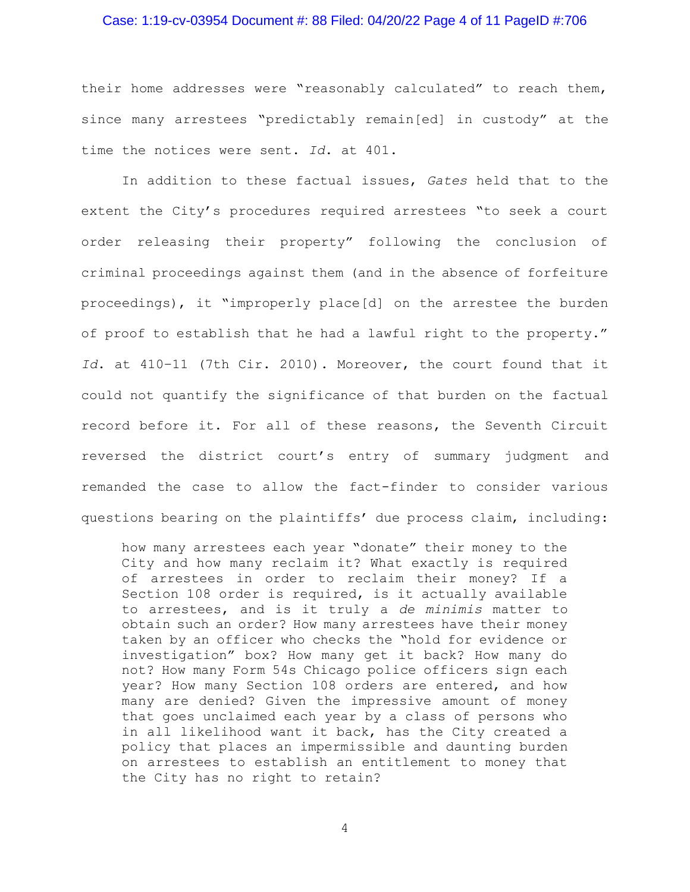their home addresses were "reasonably calculated" to reach them, since many arrestees "predictably remain[ed] in custody" at the time the notices were sent. *Id.* at 401.

In addition to these factual issues, *Gates* held that to the extent the City's procedures required arrestees "to seek a court order releasing their property" following the conclusion of criminal proceedings against them (and in the absence of forfeiture proceedings), it "improperly place[d] on the arrestee the burden of proof to establish that he had a lawful right to the property." *Id.* at 410–11 (7th Cir. 2010). Moreover, the court found that it could not quantify the significance of that burden on the factual record before it. For all of these reasons, the Seventh Circuit reversed the district court's entry of summary judgment and remanded the case to allow the fact-finder to consider various questions bearing on the plaintiffs' due process claim, including:

> how many arrestees each year "donate" their money to the City and how many reclaim it? What exactly is required of arrestees in order to reclaim their money? If a Section 108 order is required, is it actually available to arrestees, and is it truly a *de minimis* matter to obtain such an order? How many arrestees have their money taken by an officer who checks the "hold for evidence or investigation" box? How many get it back? How many do not? How many Form 54s Chicago police officers sign each year? How many Section 108 orders are entered, and how many are denied? Given the impressive amount of money that goes unclaimed each year by a class of persons who in all likelihood want it back, has the City created a policy that places an impermissible and daunting burden on arrestees to establish an entitlement to money that the City has no right to retain?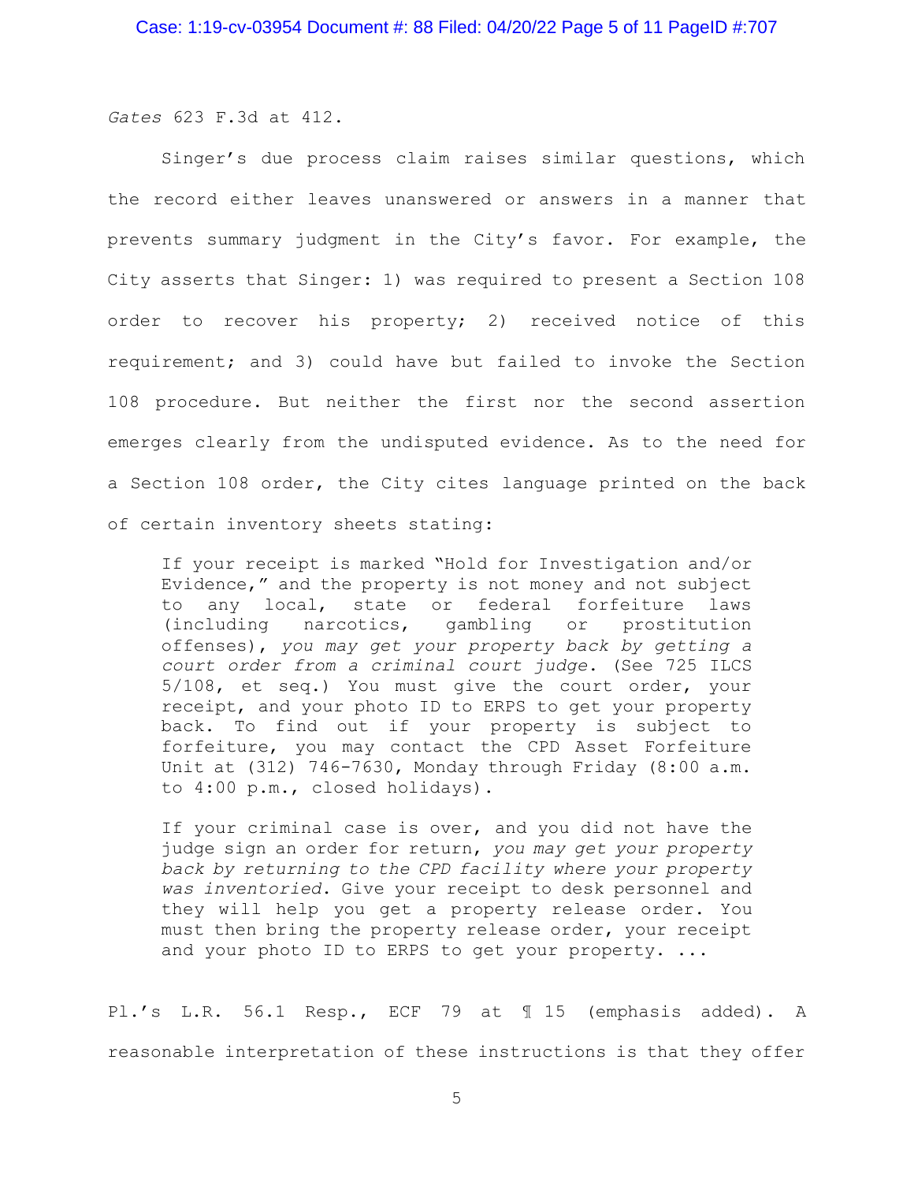*Gates* 623 F.3d at 412.

Singer's due process claim raises similar questions, which the record either leaves unanswered or answers in a manner that prevents summary judgment in the City's favor. For example, the City asserts that Singer: 1) was required to present a Section 108 order to recover his property; 2) received notice of this requirement; and 3) could have but failed to invoke the Section 108 procedure. But neither the first nor the second assertion emerges clearly from the undisputed evidence. As to the need for a Section 108 order, the City cites language printed on the back of certain inventory sheets stating:

> If your receipt is marked "Hold for Investigation and/or Evidence," and the property is not money and not subject to any local, state or federal forfeiture laws (including narcotics, gambling or prostitution offenses), *you may get your property back by getting a court order from a criminal court judge*. (See 725 ILCS 5/108, et seq.) You must give the court order, your receipt, and your photo ID to ERPS to get your property back. To find out if your property is subject to forfeiture, you may contact the CPD Asset Forfeiture Unit at (312) 746-7630, Monday through Friday (8:00 a.m. to 4:00 p.m., closed holidays).
>
> If your criminal case is over, and you did not have the judge sign an order for return, *you may get your property back by returning to the CPD facility where your property was inventoried*. Give your receipt to desk personnel and they will help you get a property release order. You must then bring the property release order, your receipt and your photo ID to ERPS to get your property. ...

Pl.'s L.R. 56.1 Resp., ECF 79 at ¶ 15 (emphasis added). A reasonable interpretation of these instructions is that they offer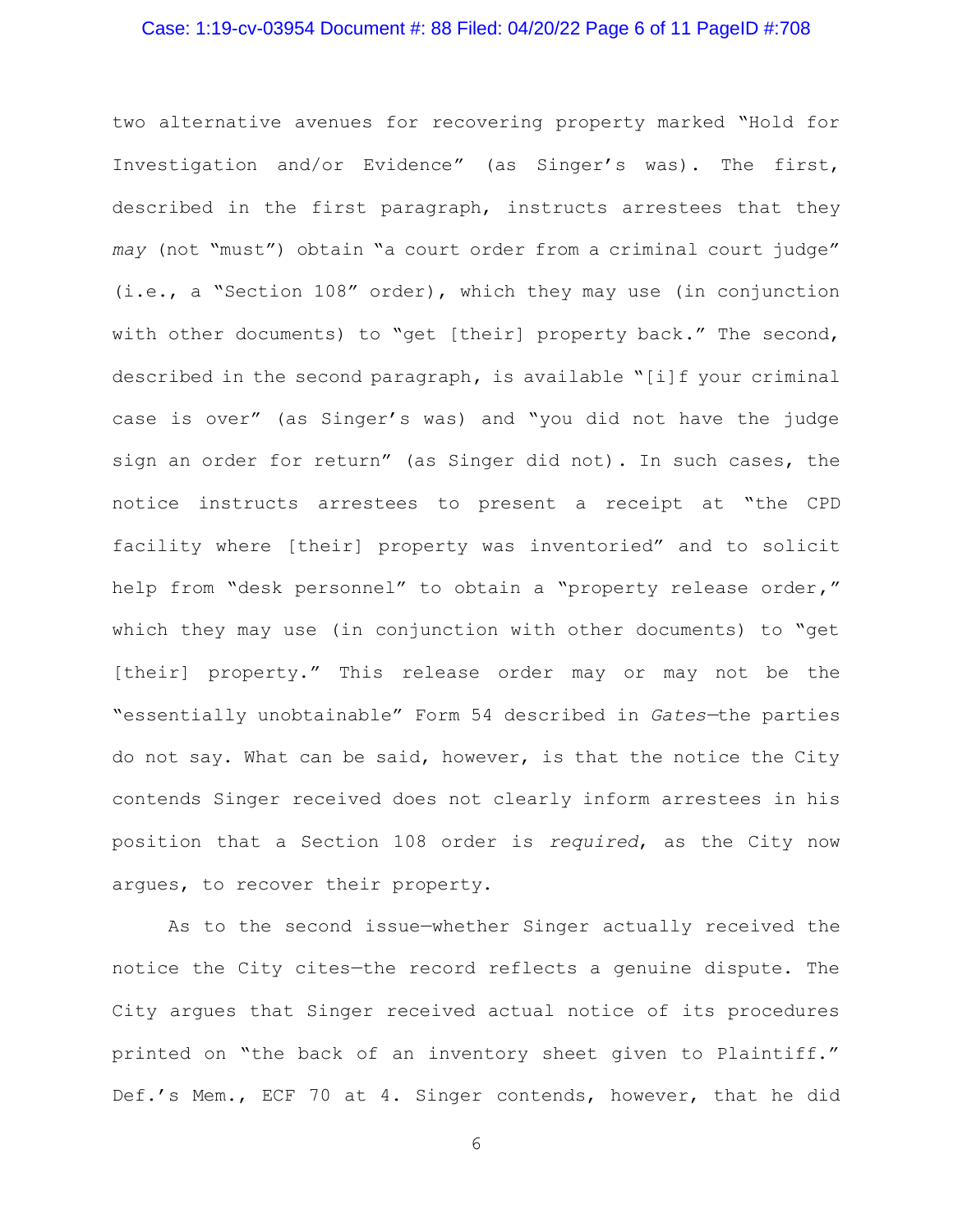two alternative avenues for recovering property marked "Hold for Investigation and/or Evidence" (as Singer's was). The first, described in the first paragraph, instructs arrestees that they *may* (not "must") obtain "a court order from a criminal court judge" (i.e., a "Section 108" order), which they may use (in conjunction with other documents) to "get [their] property back." The second, described in the second paragraph, is available "[i]f your criminal case is over" (as Singer's was) and "you did not have the judge sign an order for return" (as Singer did not). In such cases, the notice instructs arrestees to present a receipt at "the CPD facility where [their] property was inventoried" and to solicit help from "desk personnel" to obtain a "property release order," which they may use (in conjunction with other documents) to "get [their] property." This release order may or may not be the "essentially unobtainable" Form 54 described in *Gates*—the parties do not say. What can be said, however, is that the notice the City contends Singer received does not clearly inform arrestees in his position that a Section 108 order is *required*, as the City now argues, to recover their property.

As to the second issue—whether Singer actually received the notice the City cites—the record reflects a genuine dispute. The City argues that Singer received actual notice of its procedures printed on "the back of an inventory sheet given to Plaintiff." Def.'s Mem., ECF 70 at 4. Singer contends, however, that he did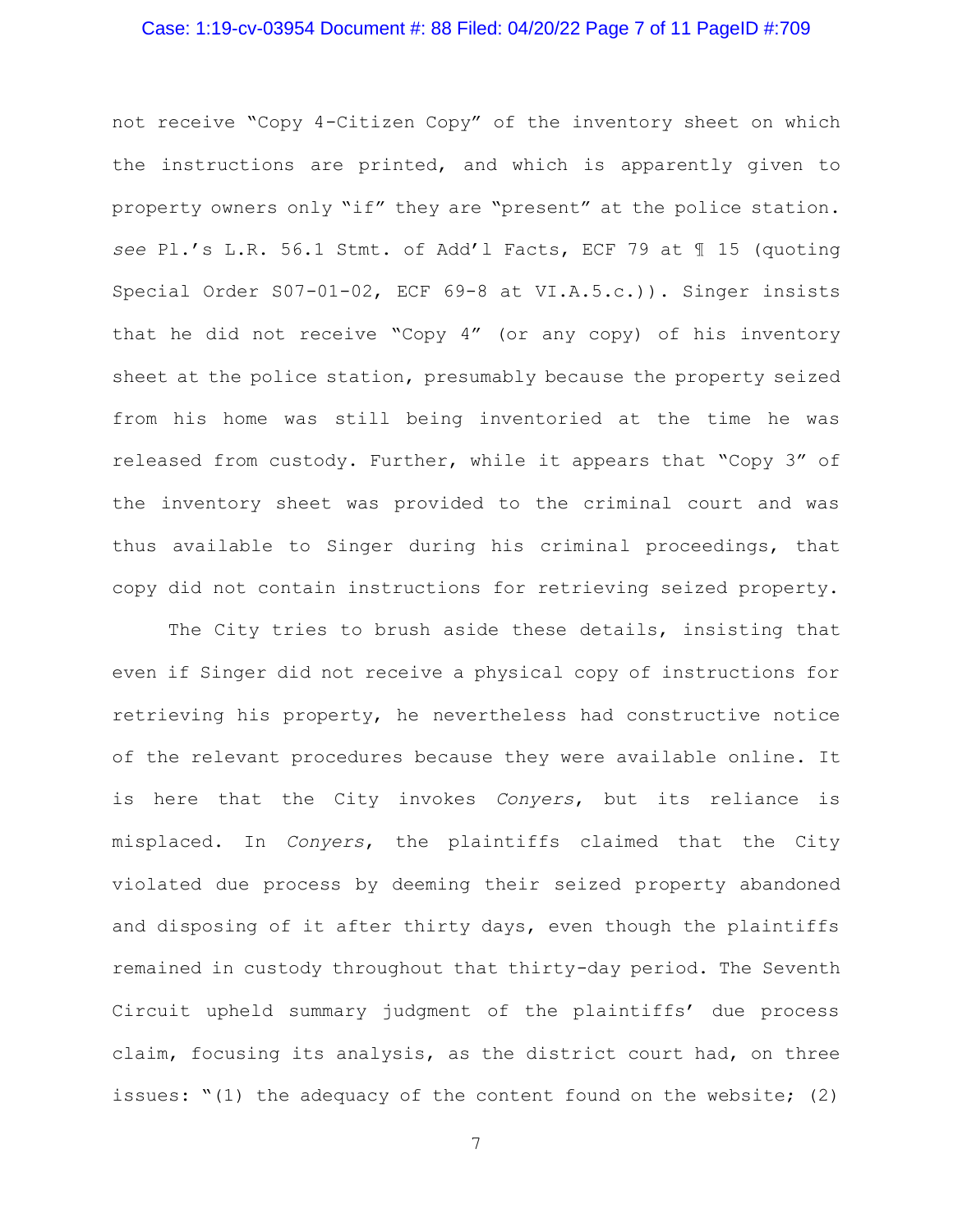not receive "Copy 4-Citizen Copy" of the inventory sheet on which the instructions are printed, and which is apparently given to property owners only "if" they are "present" at the police station. *see* Pl.'s L.R. 56.1 Stmt. of Add'l Facts, ECF 79 at ¶ 15 (quoting Special Order S07-01-02, ECF 69-8 at VI.A.5.c.)). Singer insists that he did not receive "Copy 4" (or any copy) of his inventory sheet at the police station, presumably because the property seized from his home was still being inventoried at the time he was released from custody. Further, while it appears that "Copy 3" of the inventory sheet was provided to the criminal court and was thus available to Singer during his criminal proceedings, that copy did not contain instructions for retrieving seized property.

The City tries to brush aside these details, insisting that even if Singer did not receive a physical copy of instructions for retrieving his property, he nevertheless had constructive notice of the relevant procedures because they were available online. It is here that the City invokes *Conyers*, but its reliance is misplaced. In *Conyers*, the plaintiffs claimed that the City violated due process by deeming their seized property abandoned and disposing of it after thirty days, even though the plaintiffs remained in custody throughout that thirty-day period. The Seventh Circuit upheld summary judgment of the plaintiffs' due process claim, focusing its analysis, as the district court had, on three issues: "(1) the adequacy of the content found on the website; (2)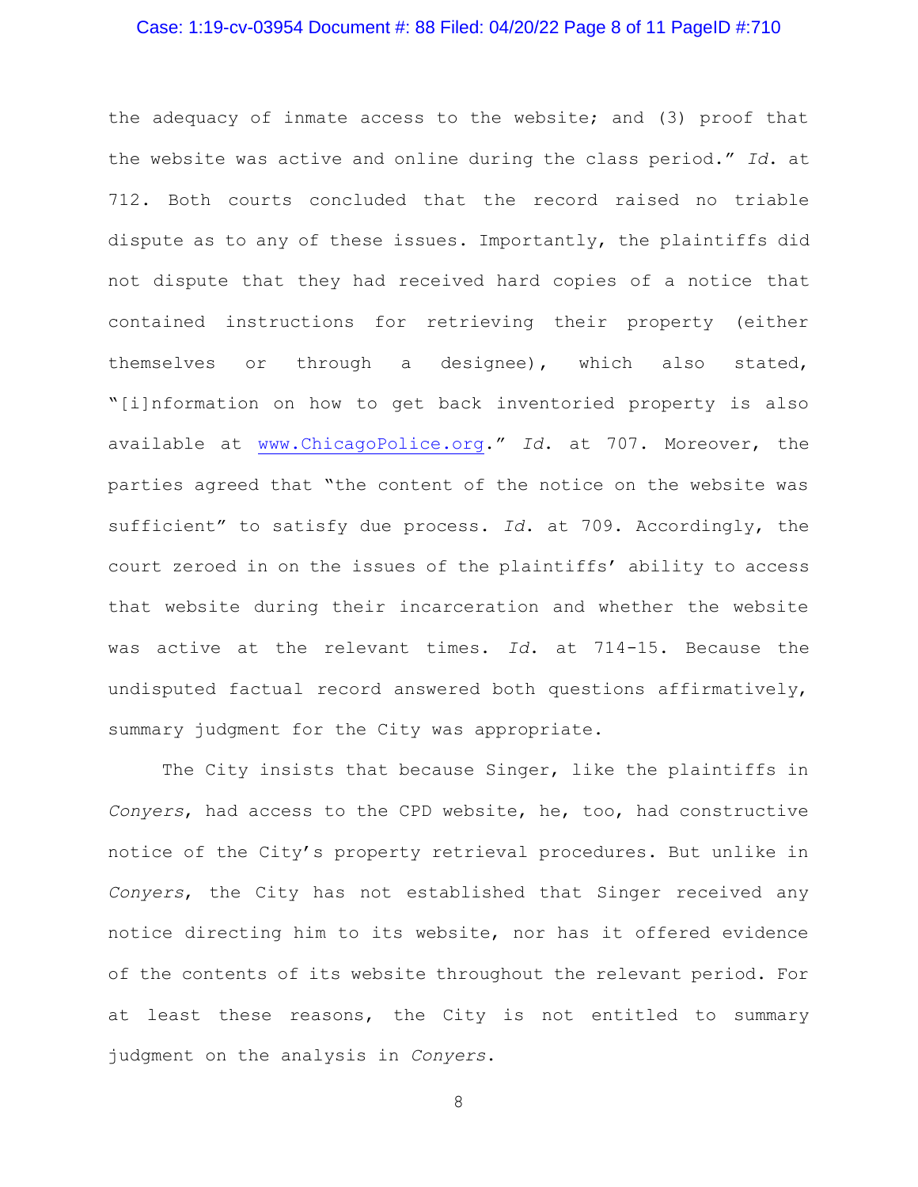the adequacy of inmate access to the website; and (3) proof that the website was active and online during the class period." *Id.* at 712. Both courts concluded that the record raised no triable dispute as to any of these issues. Importantly, the plaintiffs did not dispute that they had received hard copies of a notice that contained instructions for retrieving their property (either themselves or through a designee), which also stated, "[i]nformation on how to get back inventoried property is also available at www.ChicagoPolice.org." *Id.* at 707. Moreover, the parties agreed that "the content of the notice on the website was sufficient" to satisfy due process. *Id.* at 709. Accordingly, the court zeroed in on the issues of the plaintiffs' ability to access that website during their incarceration and whether the website was active at the relevant times. *Id.* at 714-15. Because the undisputed factual record answered both questions affirmatively, summary judgment for the City was appropriate.

The City insists that because Singer, like the plaintiffs in *Conyers*, had access to the CPD website, he, too, had constructive notice of the City's property retrieval procedures. But unlike in *Conyers*, the City has not established that Singer received any notice directing him to its website, nor has it offered evidence of the contents of its website throughout the relevant period. For at least these reasons, the City is not entitled to summary judgment on the analysis in *Conyers*.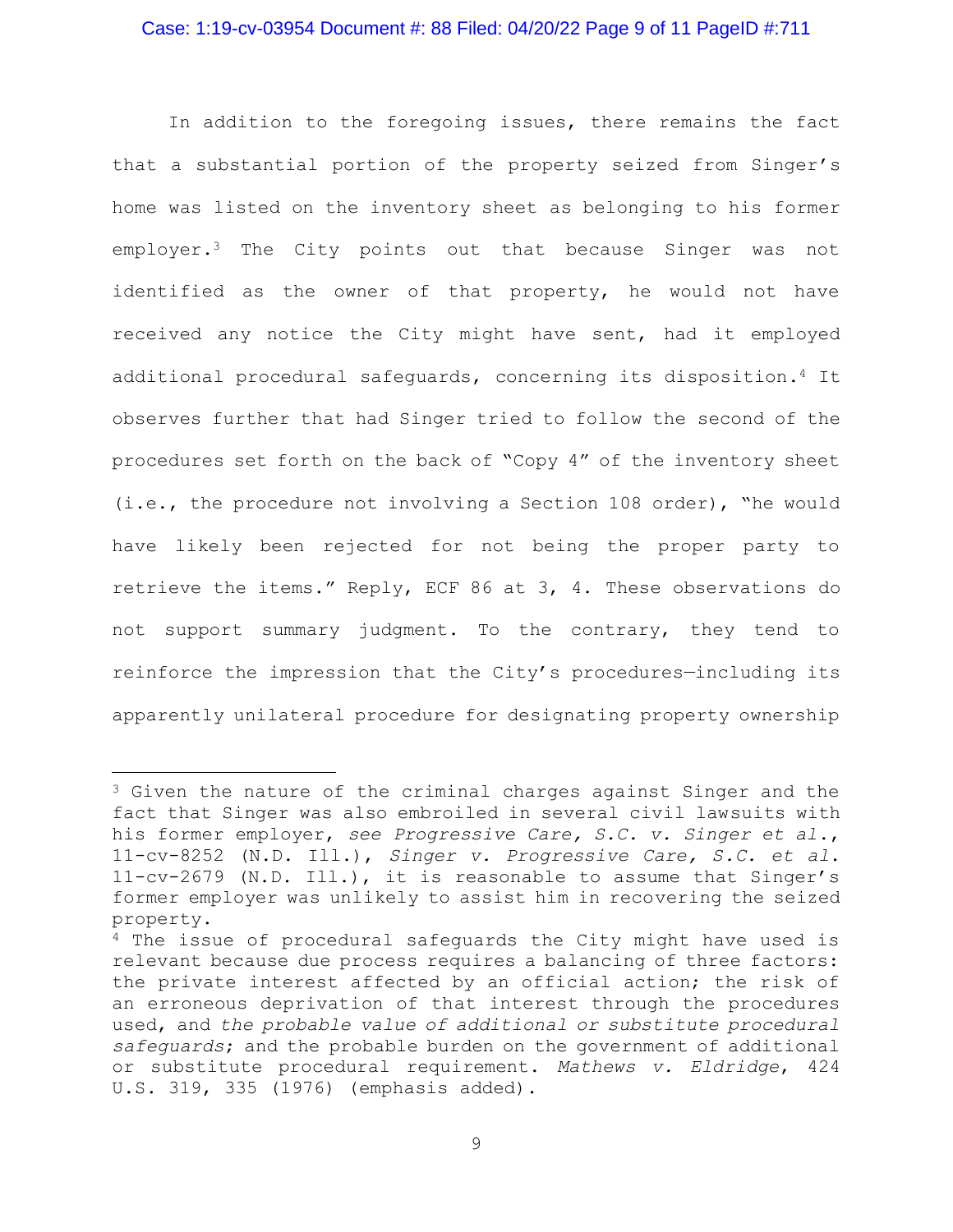In addition to the foregoing issues, there remains the fact that a substantial portion of the property seized from Singer's home was listed on the inventory sheet as belonging to his former employer.[3] The City points out that because Singer was not identified as the owner of that property, he would not have received any notice the City might have sent, had it employed additional procedural safeguards, concerning its disposition.[4] It observes further that had Singer tried to follow the second of the procedures set forth on the back of "Copy 4" of the inventory sheet (i.e., the procedure not involving a Section 108 order), "he would have likely been rejected for not being the proper party to retrieve the items." Reply, ECF 86 at 3, 4. These observations do not support summary judgment. To the contrary, they tend to reinforce the impression that the City's procedures—including its apparently unilateral procedure for designating property ownership

---

[3] Given the nature of the criminal charges against Singer and the fact that Singer was also embroiled in several civil lawsuits with his former employer, *see Progressive Care, S.C. v. Singer et al.*, 11-cv-8252 (N.D. Ill.), *Singer v. Progressive Care, S.C. et al.* 11-cv-2679 (N.D. Ill.), it is reasonable to assume that Singer's former employer was unlikely to assist him in recovering the seized property.

[4] The issue of procedural safeguards the City might have used is relevant because due process requires a balancing of three factors: the private interest affected by an official action; the risk of an erroneous deprivation of that interest through the procedures used, and *the probable value of additional or substitute procedural safeguards*; and the probable burden on the government of additional or substitute procedural requirement. *Mathews v. Eldridge*, 424 U.S. 319, 335 (1976) (emphasis added).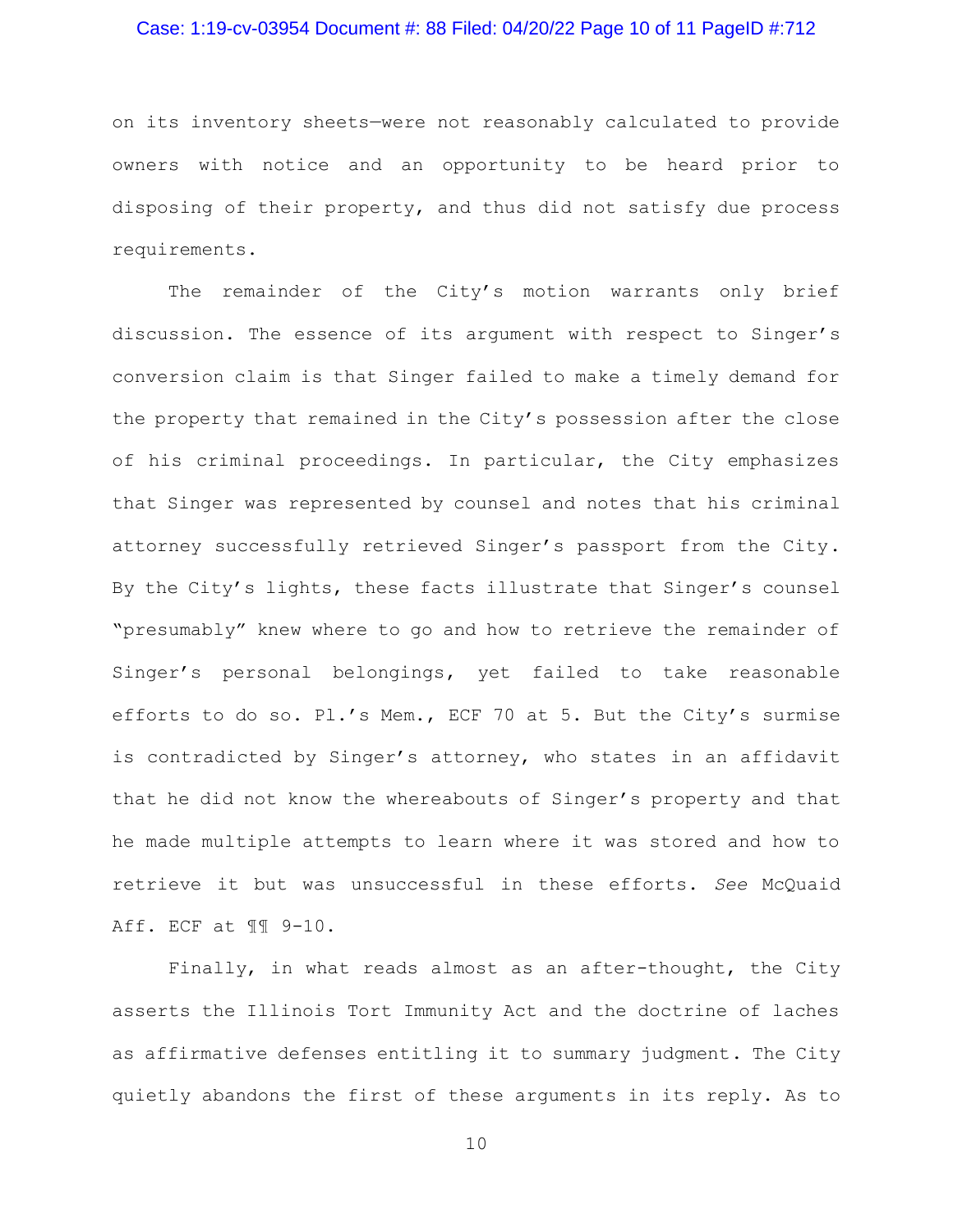on its inventory sheets—were not reasonably calculated to provide owners with notice and an opportunity to be heard prior to disposing of their property, and thus did not satisfy due process requirements.

The remainder of the City's motion warrants only brief discussion. The essence of its argument with respect to Singer's conversion claim is that Singer failed to make a timely demand for the property that remained in the City's possession after the close of his criminal proceedings. In particular, the City emphasizes that Singer was represented by counsel and notes that his criminal attorney successfully retrieved Singer's passport from the City. By the City's lights, these facts illustrate that Singer's counsel "presumably" knew where to go and how to retrieve the remainder of Singer's personal belongings, yet failed to take reasonable efforts to do so. Pl.'s Mem., ECF 70 at 5. But the City's surmise is contradicted by Singer's attorney, who states in an affidavit that he did not know the whereabouts of Singer's property and that he made multiple attempts to learn where it was stored and how to retrieve it but was unsuccessful in these efforts. *See* McQuaid Aff. ECF at ¶¶ 9-10.

Finally, in what reads almost as an after-thought, the City asserts the Illinois Tort Immunity Act and the doctrine of laches as affirmative defenses entitling it to summary judgment. The City quietly abandons the first of these arguments in its reply. As to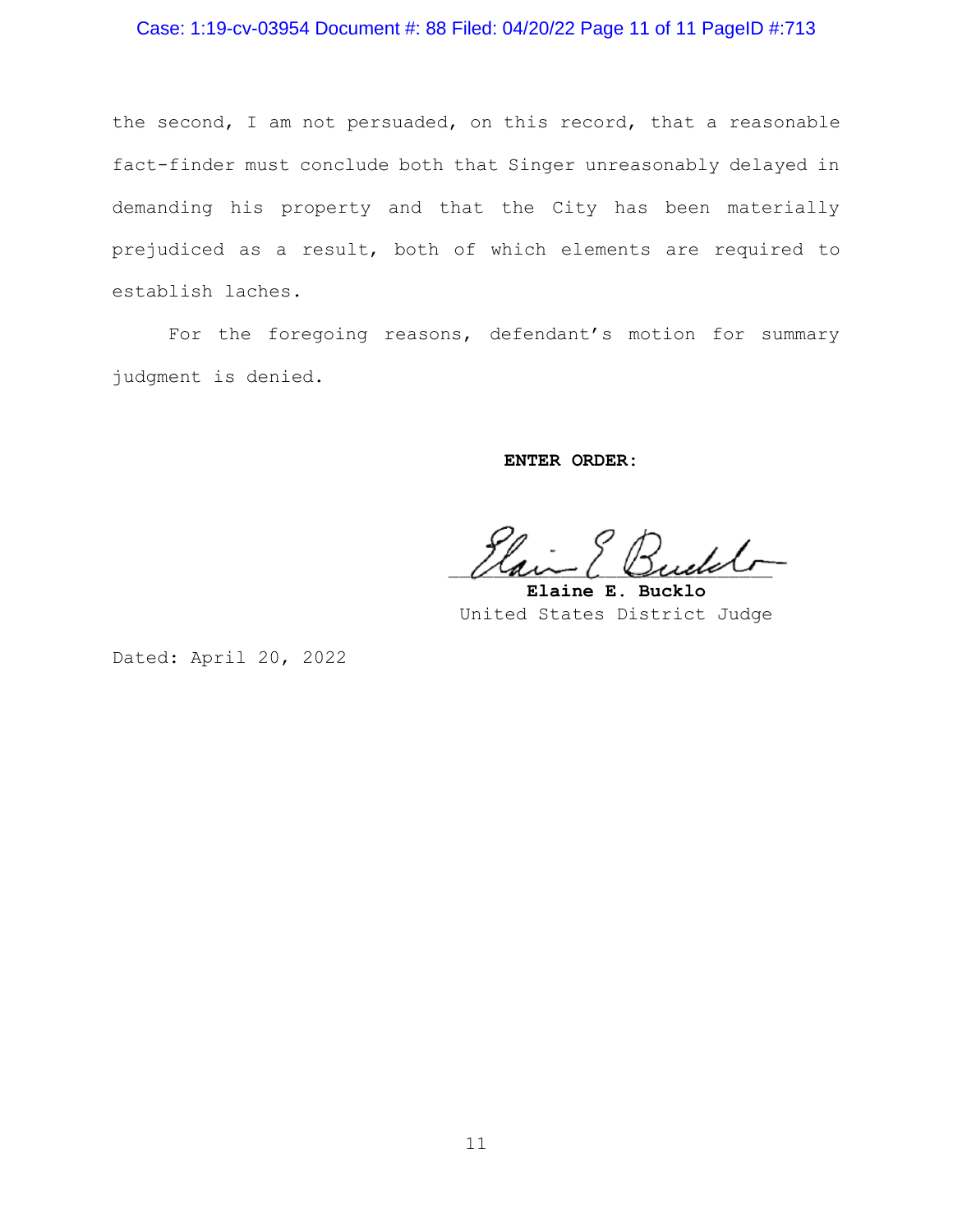the second, I am not persuaded, on this record, that a reasonable fact-finder must conclude both that Singer unreasonably delayed in demanding his property and that the City has been materially prejudiced as a result, both of which elements are required to establish laches.

For the foregoing reasons, defendant's motion for summary judgment is denied.

**ENTER ORDER:**

**Elaine E. Bucklo**
United States District Judge

Dated: April 20, 2022